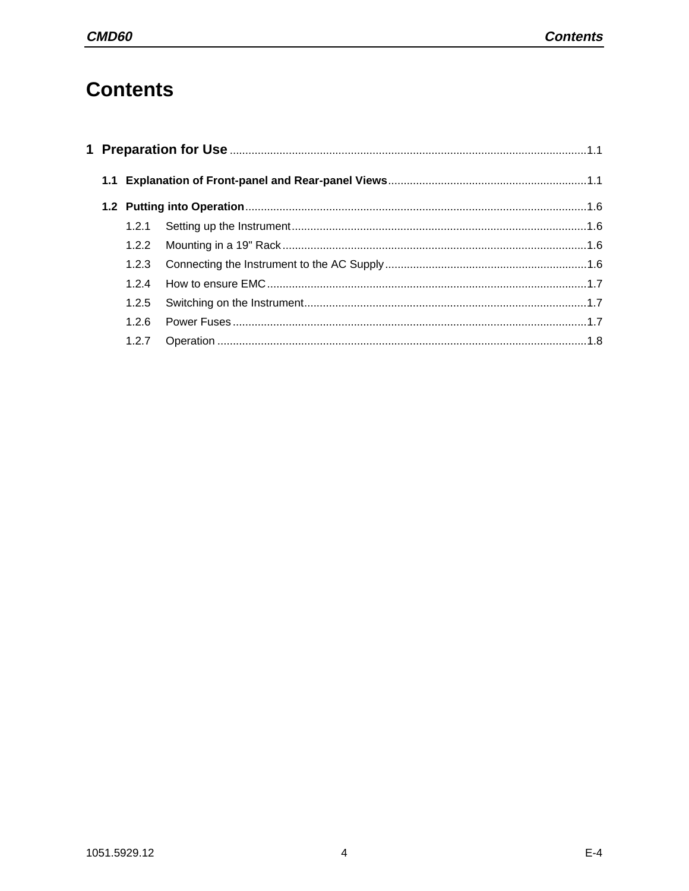# Contents

**1 Preparation for Use** ........................................ 1.1

**1.1 Explanation of Front-panel and Rear-panel Views** ........................................ 1.1

**1.2 Putting into Operation** ........................................ 1.6

1.2.1 Setting up the Instrument ........................................ 1.6

1.2.2 Mounting in a 19" Rack ........................................ 1.6

1.2.3 Connecting the Instrument to the AC Supply ........................................ 1.6

1.2.4 How to ensure EMC ........................................ 1.7

1.2.5 Switching on the Instrument ........................................ 1.7

1.2.6 Power Fuses ........................................ 1.7

1.2.7 Operation ........................................ 1.8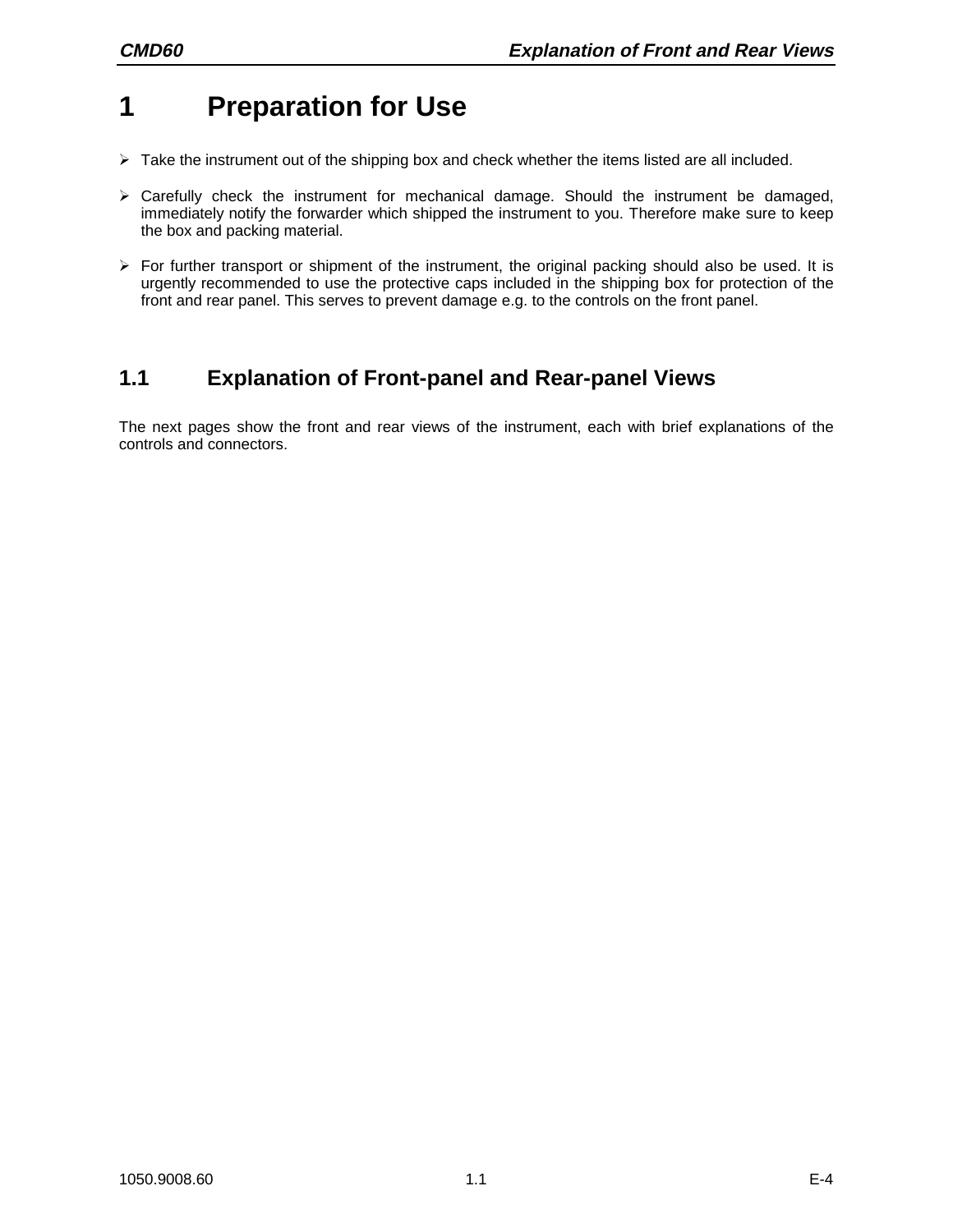# 1 Preparation for Use

- Take the instrument out of the shipping box and check whether the items listed are all included.
- Carefully check the instrument for mechanical damage. Should the instrument be damaged, immediately notify the forwarder which shipped the instrument to you. Therefore make sure to keep the box and packing material.
- For further transport or shipment of the instrument, the original packing should also be used. It is urgently recommended to use the protective caps included in the shipping box for protection of the front and rear panel. This serves to prevent damage e.g. to the controls on the front panel.

## 1.1 Explanation of Front-panel and Rear-panel Views

The next pages show the front and rear views of the instrument, each with brief explanations of the controls and connectors.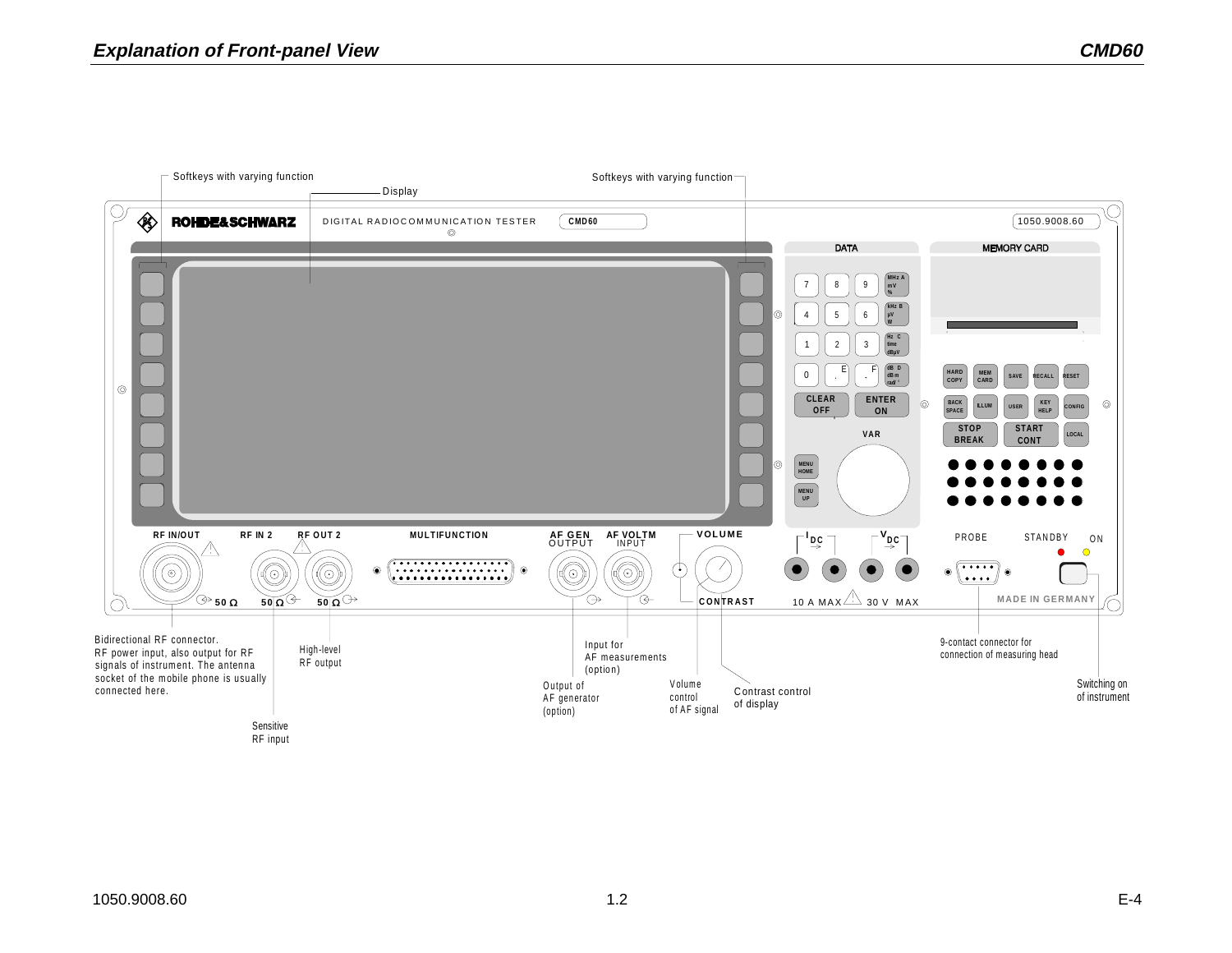## Explanation of Front-panel View

Softkeys with varying function

Display

Softkeys with varying function

Bidirectional RF connector. RF power input, also output for RF signals of instrument. The antenna socket of the mobile phone is usually connected here.

Sensitive RF input

High-level RF output

Output of AF generator (option)

Input for AF measurements (option)

Volume control of AF signal

Contrast control of display

9-contact connector for connection of measuring head

Switching on of instrument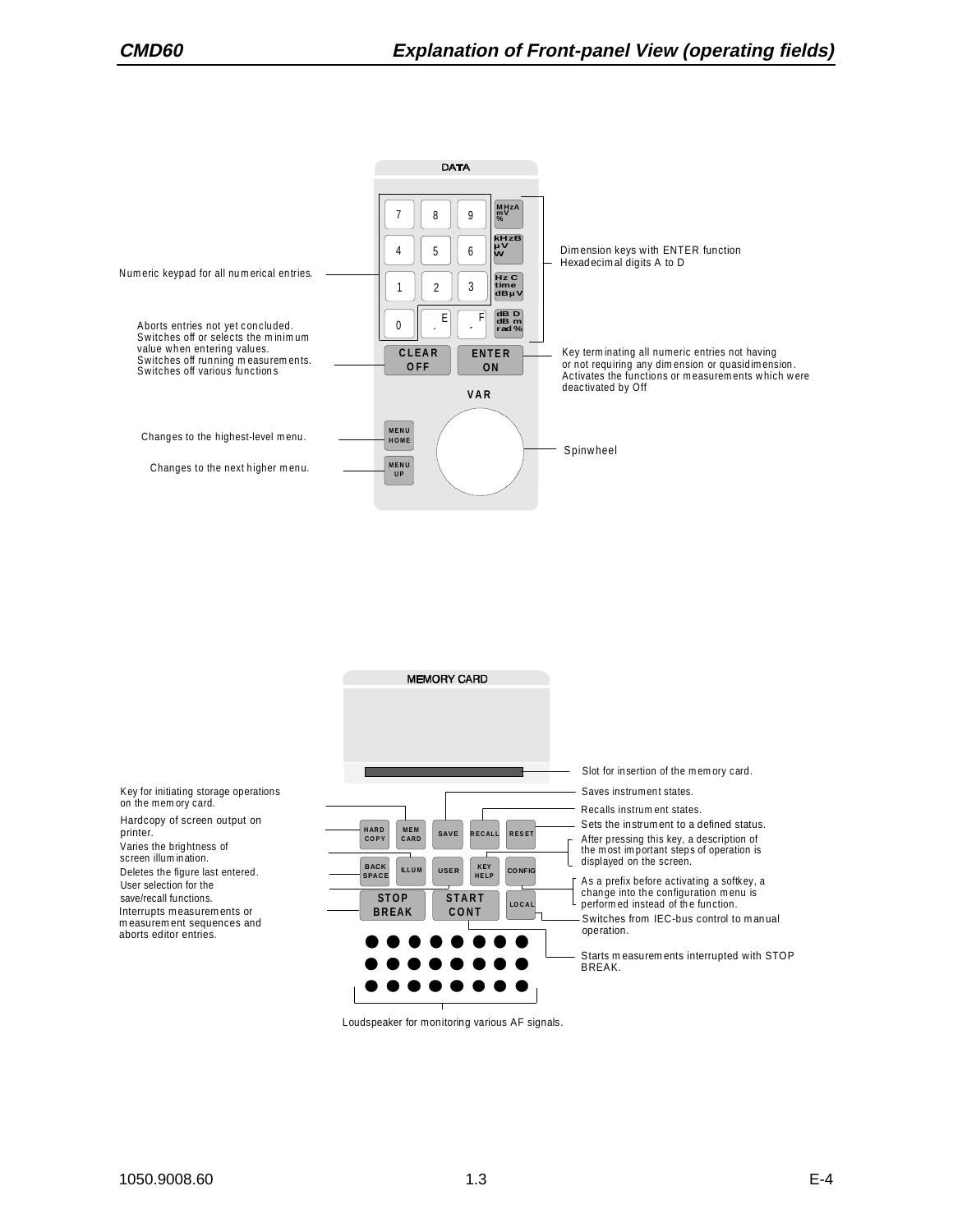## DATA

Numeric keypad for all numerical entries.

Dimension keys with ENTER function
Hexadecimal digits A to D

Aborts entries not yet concluded.
Switches off or selects the minimum value when entering values.
Switches off running measurements.
Switches off various functions

Key terminating all numeric entries not having or not requiring any dimension or quasidimension.
Activates the functions or measurements which were deactivated by Off

Changes to the highest-level menu.

Changes to the next higher menu.

Spinwheel

## MEMORY CARD

Slot for insertion of the memory card.

Key for initiating storage operations on the memory card.

Saves instrument states.

Recalls instrument states.

Hardcopy of screen output on printer.

Sets the instrument to a defined status.

Varies the brightness of screen illumination.

After pressing this key, a description of the most important steps of operation is displayed on the screen.

Deletes the figure last entered.

User selection for the save/recall functions.

As a prefix before activating a softkey, a change into the configuration menu is performed instead of the function.

Interrupts measurements or measurement sequences and aborts editor entries.

Switches from IEC-bus control to manual operation.

Starts measurements interrupted with STOP BREAK.

Loudspeaker for monitoring various AF signals.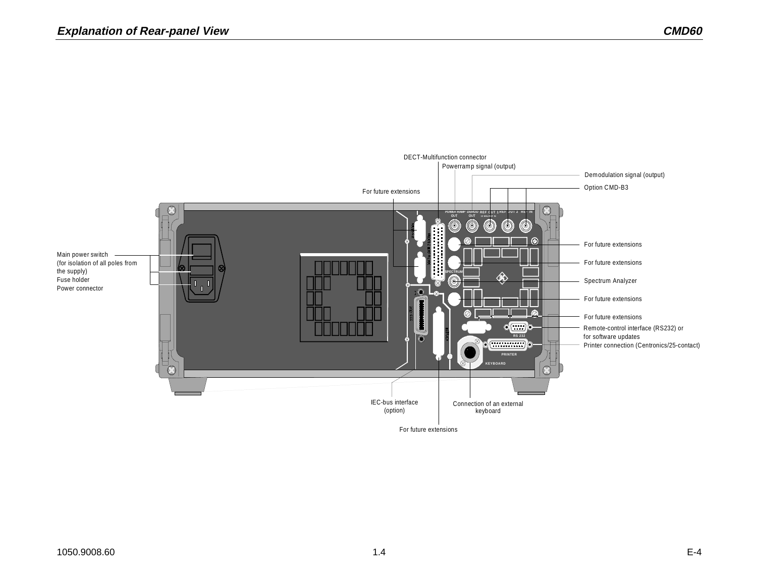Main power switch
(for isolation of all poles from the supply)
Fuse holder
Power connector

DECT-Multifunction connector

Powerramp signal (output)

Demodulation signal (output)

Option CMD-B3

For future extensions

For future extensions

For future extensions

Spectrum Analyzer

For future extensions

For future extensions

Remote-control interface (RS232) or
for software updates

Printer connection (Centronics/25-contact)

IEC-bus interface
(option)

Connection of an external
keyboard

For future extensions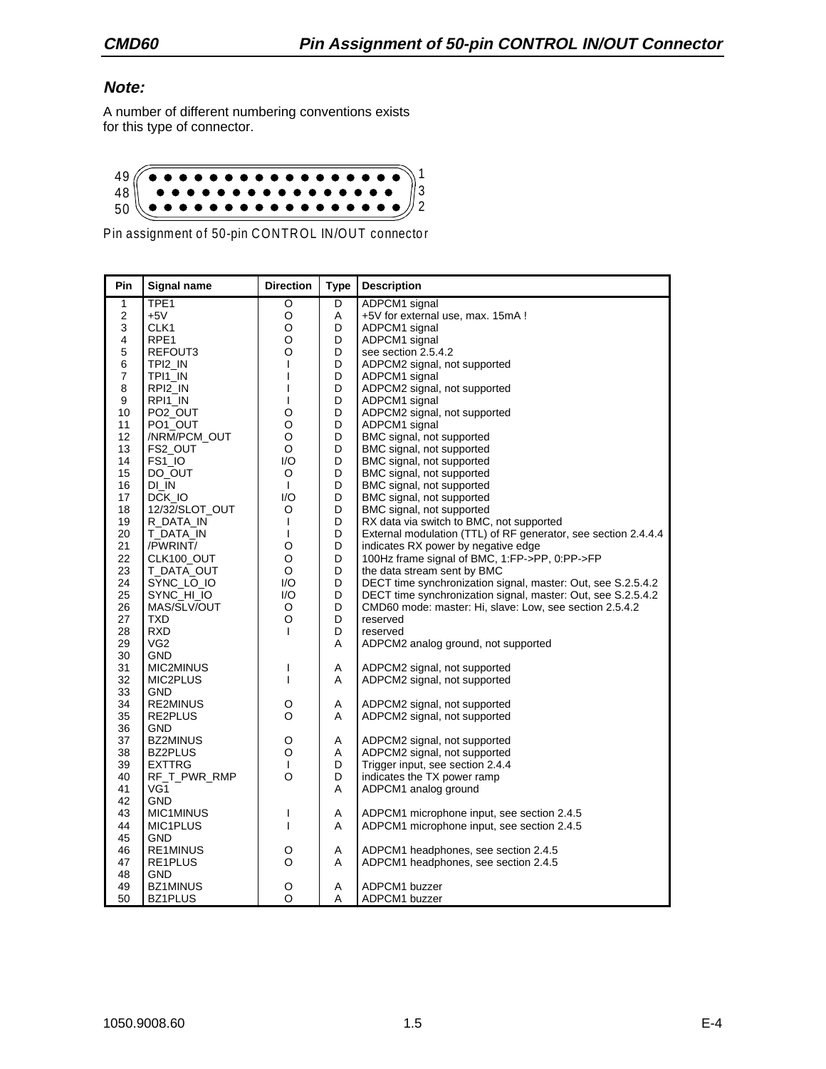**Note:**

A number of different numbering conventions exists for this type of connector.

49 ● ● ● ● ● ● ● ● ● ● ● ● ● ● ● ● ● 1
48 ● ● ● ● ● ● ● ● ● ● ● ● ● ● ● ● 3
50 ● ● ● ● ● ● ● ● ● ● ● ● ● ● ● ● ● 2

Pin assignment of 50-pin CONTROL IN/OUT connector

| Pin | Signal name | Direction | Type | Description |
|---|---|---|---|---|
| 1 | TPE1 | O | D | ADPCM1 signal |
| 2 | +5V | O | A | +5V for external use, max. 15mA ! |
| 3 | CLK1 | O | D | ADPCM1 signal |
| 4 | RPE1 | O | D | ADPCM1 signal |
| 5 | REFOUT3 | O | D | see section 2.5.4.2 |
| 6 | TPI2_IN | I | D | ADPCM2 signal, not supported |
| 7 | TPI1_IN | I | D | ADPCM1 signal |
| 8 | RPI2_IN | I | D | ADPCM2 signal, not supported |
| 9 | RPI1_IN | I | D | ADPCM1 signal |
| 10 | PO2_OUT | O | D | ADPCM2 signal, not supported |
| 11 | PO1_OUT | O | D | ADPCM1 signal |
| 12 | /NRM/PCM_OUT | O | D | BMC signal, not supported |
| 13 | FS2_OUT | O | D | BMC signal, not supported |
| 14 | FS1_IO | I/O | D | BMC signal, not supported |
| 15 | DO_OUT | O | D | BMC signal, not supported |
| 16 | DI_IN | I | D | BMC signal, not supported |
| 17 | DCK_IO | I/O | D | BMC signal, not supported |
| 18 | 12/32/SLOT_OUT | O | D | BMC signal, not supported |
| 19 | R_DATA_IN | I | D | RX data via switch to BMC, not supported |
| 20 | T_DATA_IN | I | D | External modulation (TTL) of RF generator, see section 2.4.4 |
| 21 | /PWRINT/ | O | D | indicates RX power by negative edge |
| 22 | CLK100_OUT | O | D | 100Hz frame signal of BMC, 1:FP->PP, 0:PP->FP |
| 23 | T_DATA_OUT | O | D | the data stream sent by BMC |
| 24 | SYNC_LO_IO | I/O | D | DECT time synchronization signal, master: Out, see S.2.5.4.2 |
| 25 | SYNC_HI_IO | I/O | D | DECT time synchronization signal, master: Out, see S.2.5.4.2 |
| 26 | MAS/SLV/OUT | O | D | CMD60 mode: master: Hi, slave: Low, see section 2.5.4.2 |
| 27 | TXD | O | D | reserved |
| 28 | RXD | I | D | reserved |
| 29 | VG2 | | A | ADPCM2 analog ground, not supported |
| 30 | GND | | | |
| 31 | MIC2MINUS | I | A | ADPCM2 signal, not supported |
| 32 | MIC2PLUS | I | A | ADPCM2 signal, not supported |
| 33 | GND | | | |
| 34 | RE2MINUS | O | A | ADPCM2 signal, not supported |
| 35 | RE2PLUS | O | A | ADPCM2 signal, not supported |
| 36 | GND | | | |
| 37 | BZ2MINUS | O | A | ADPCM2 signal, not supported |
| 38 | BZ2PLUS | O | A | ADPCM2 signal, not supported |
| 39 | EXTTRG | I | D | Trigger input, see section 2.4.4 |
| 40 | RF_T_PWR_RMP | O | D | indicates the TX power ramp |
| 41 | VG1 | | A | ADPCM1 analog ground |
| 42 | GND | | | |
| 43 | MIC1MINUS | I | A | ADPCM1 microphone input, see section 2.4.5 |
| 44 | MIC1PLUS | I | A | ADPCM1 microphone input, see section 2.4.5 |
| 45 | GND | | | |
| 46 | RE1MINUS | O | A | ADPCM1 headphones, see section 2.4.5 |
| 47 | RE1PLUS | O | A | ADPCM1 headphones, see section 2.4.5 |
| 48 | GND | | | |
| 49 | BZ1MINUS | O | A | ADPCM1 buzzer |
| 50 | BZ1PLUS | O | A | ADPCM1 buzzer |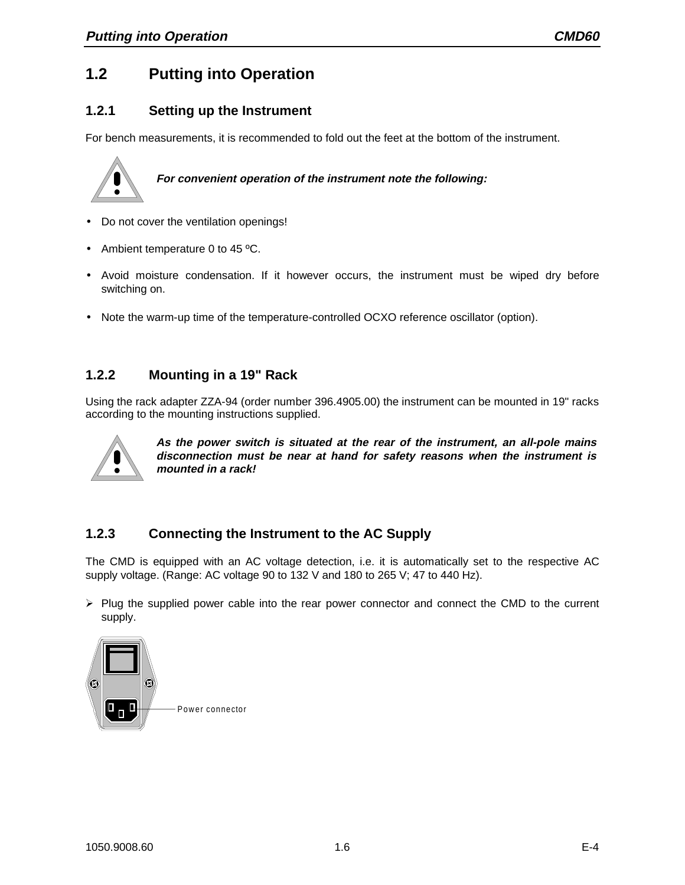## 1.2 Putting into Operation

### 1.2.1 Setting up the Instrument

For bench measurements, it is recommended to fold out the feet at the bottom of the instrument.

***For convenient operation of the instrument note the following:***

- Do not cover the ventilation openings!
- Ambient temperature 0 to 45 ºC.
- Avoid moisture condensation. If it however occurs, the instrument must be wiped dry before switching on.
- Note the warm-up time of the temperature-controlled OCXO reference oscillator (option).

### 1.2.2 Mounting in a 19" Rack

Using the rack adapter ZZA-94 (order number 396.4905.00) the instrument can be mounted in 19" racks according to the mounting instructions supplied.

***As the power switch is situated at the rear of the instrument, an all-pole mains disconnection must be near at hand for safety reasons when the instrument is mounted in a rack!***

### 1.2.3 Connecting the Instrument to the AC Supply

The CMD is equipped with an AC voltage detection, i.e. it is automatically set to the respective AC supply voltage. (Range: AC voltage 90 to 132 V and 180 to 265 V; 47 to 440 Hz).

➢ Plug the supplied power cable into the rear power connector and connect the CMD to the current supply.

Power connector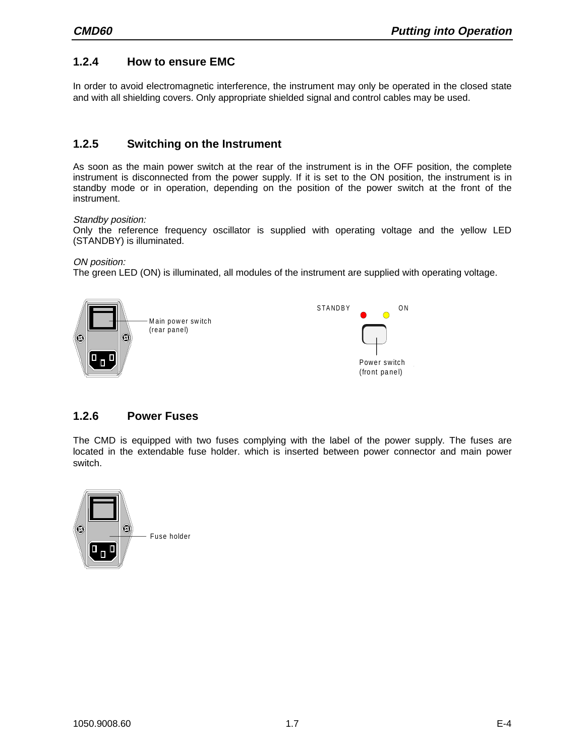## 1.2.4 How to ensure EMC

In order to avoid electromagnetic interference, the instrument may only be operated in the closed state and with all shielding covers. Only appropriate shielded signal and control cables may be used.

## 1.2.5 Switching on the Instrument

As soon as the main power switch at the rear of the instrument is in the OFF position, the complete instrument is disconnected from the power supply. If it is set to the ON position, the instrument is in standby mode or in operation, depending on the position of the power switch at the front of the instrument.

*Standby position:*
Only the reference frequency oscillator is supplied with operating voltage and the yellow LED (STANDBY) is illuminated.

*ON position:*
The green LED (ON) is illuminated, all modules of the instrument are supplied with operating voltage.

Main power switch (rear panel)

STANDBY ON

Power switch (front panel)

## 1.2.6 Power Fuses

The CMD is equipped with two fuses complying with the label of the power supply. The fuses are located in the extendable fuse holder. which is inserted between power connector and main power switch.

Fuse holder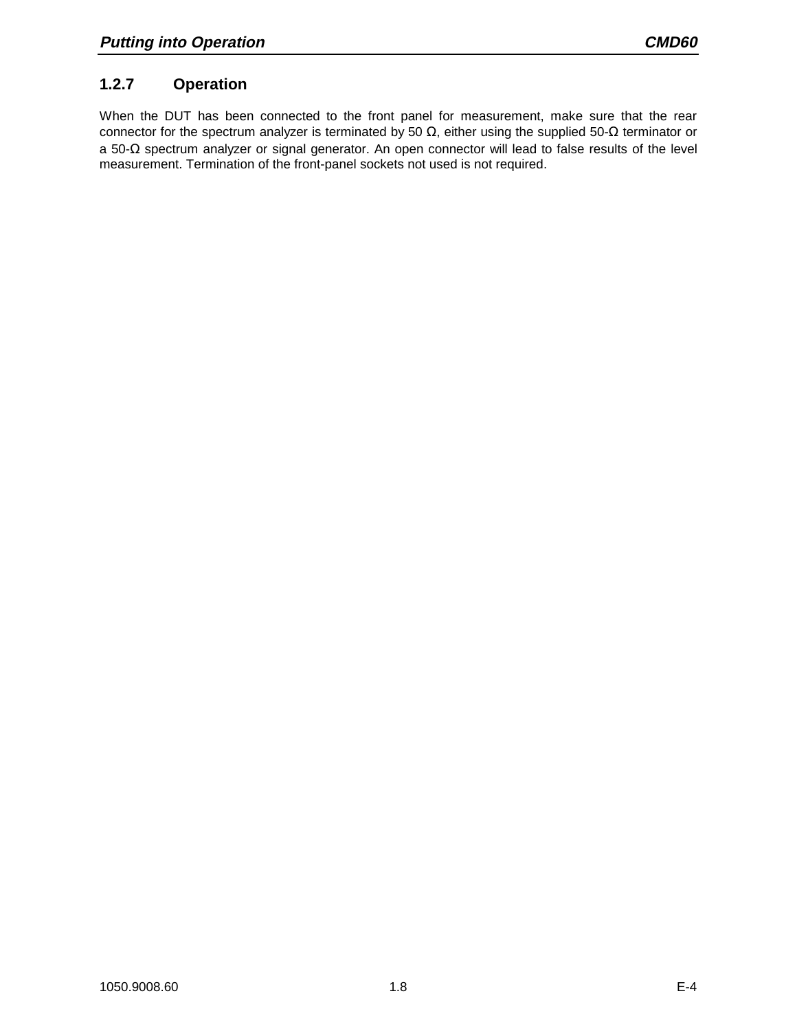### 1.2.7 Operation

When the DUT has been connected to the front panel for measurement, make sure that the rear connector for the spectrum analyzer is terminated by 50 Ω, either using the supplied 50-Ω terminator or a 50-Ω spectrum analyzer or signal generator. An open connector will lead to false results of the level measurement. Termination of the front-panel sockets not used is not required.